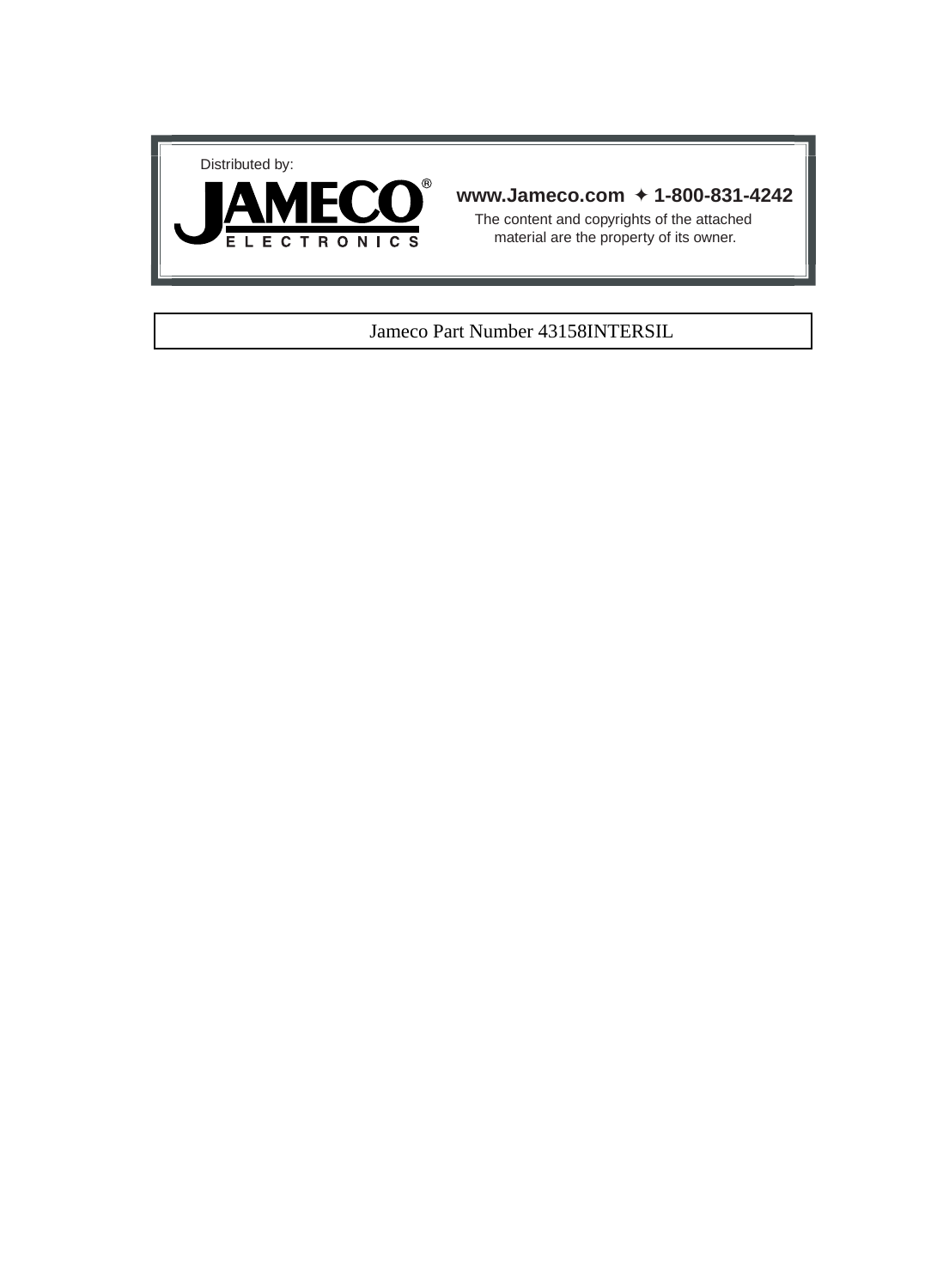Distributed by:

**JAMECO®**
**ELECTRONICS**

**www.Jameco.com ✦ 1-800-831-4242**

The content and copyrights of the attached material are the property of its owner.

Jameco Part Number 43158INTERSIL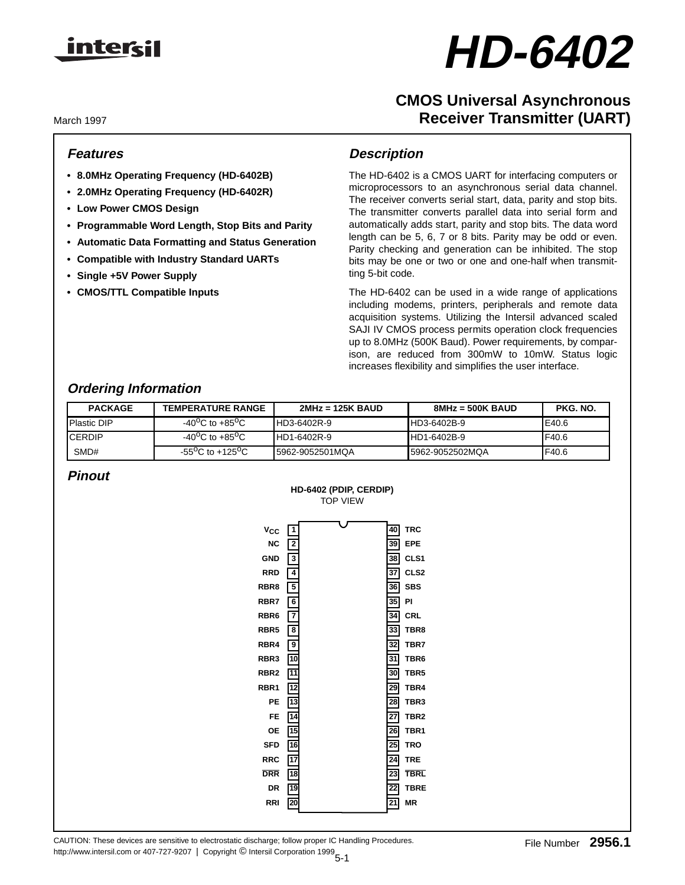# HD-6402

## CMOS Universal Asynchronous Receiver Transmitter (UART)

March 1997

### Features

- **8.0MHz Operating Frequency (HD-6402B)**
- **2.0MHz Operating Frequency (HD-6402R)**
- **Low Power CMOS Design**
- **Programmable Word Length, Stop Bits and Parity**
- **Automatic Data Formatting and Status Generation**
- **Compatible with Industry Standard UARTs**
- **Single +5V Power Supply**
- **CMOS/TTL Compatible Inputs**

### Description

The HD-6402 is a CMOS UART for interfacing computers or microprocessors to an asynchronous serial data channel. The receiver converts serial start, data, parity and stop bits. The transmitter converts parallel data into serial form and automatically adds start, parity and stop bits. The data word length can be 5, 6, 7 or 8 bits. Parity may be odd or even. Parity checking and generation can be inhibited. The stop bits may be one or two or one and one-half when transmitting 5-bit code.

The HD-6402 can be used in a wide range of applications including modems, printers, peripherals and remote data acquisition systems. Utilizing the Intersil advanced scaled SAJI IV CMOS process permits operation clock frequencies up to 8.0MHz (500K Baud). Power requirements, by comparison, are reduced from 300mW to 10mW. Status logic increases flexibility and simplifies the user interface.

### Ordering Information

| PACKAGE | TEMPERATURE RANGE | 2MHz = 125K BAUD | 8MHz = 500K BAUD | PKG. NO. |
|---|---|---|---|---|
| Plastic DIP | $-40^oC$ to $+85^oC$ | HD3-6402R-9 | HD3-6402B-9 | E40.6 |
| CERDIP | $-40^oC$ to $+85^oC$ | HD1-6402R-9 | HD1-6402B-9 | F40.6 |
| SMD# | $-55^oC$ to $+125^oC$ | 5962-9052501MQA | 5962-9052502MQA | F40.6 |

### Pinout

**HD-6402 (PDIP, CERDIP)**
TOP VIEW

| Pin | Name | Pin | Name |
|---|---|---|---|
| 1 | $V_{CC}$ | 40 | TRC |
| 2 | NC | 39 | EPE |
| 3 | GND | 38 | CLS1 |
| 4 | RRD | 37 | CLS2 |
| 5 | RBR8 | 36 | SBS |
| 6 | RBR7 | 35 | PI |
| 7 | RBR6 | 34 | CRL |
| 8 | RBR5 | 33 | TBR8 |
| 9 | RBR4 | 32 | TBR7 |
| 10 | RBR3 | 31 | TBR6 |
| 11 | RBR2 | 30 | TBR5 |
| 12 | RBR1 | 29 | TBR4 |
| 13 | PE | 28 | TBR3 |
| 14 | FE | 27 | TBR2 |
| 15 | OE | 26 | TBR1 |
| 16 | SFD | 25 | TRO |
| 17 | RRC | 24 | TRE |
| 18 | $\overline{DRR}$ | 23 | $\overline{TBRL}$ |
| 19 | DR | 22 | TBRE |
| 20 | RRI | 21 | MR |

CAUTION: These devices are sensitive to electrostatic discharge; follow proper IC Handling Procedures.
http://www.intersil.com or 407-727-9207 | Copyright © Intersil Corporation 1999

File Number **2956.1**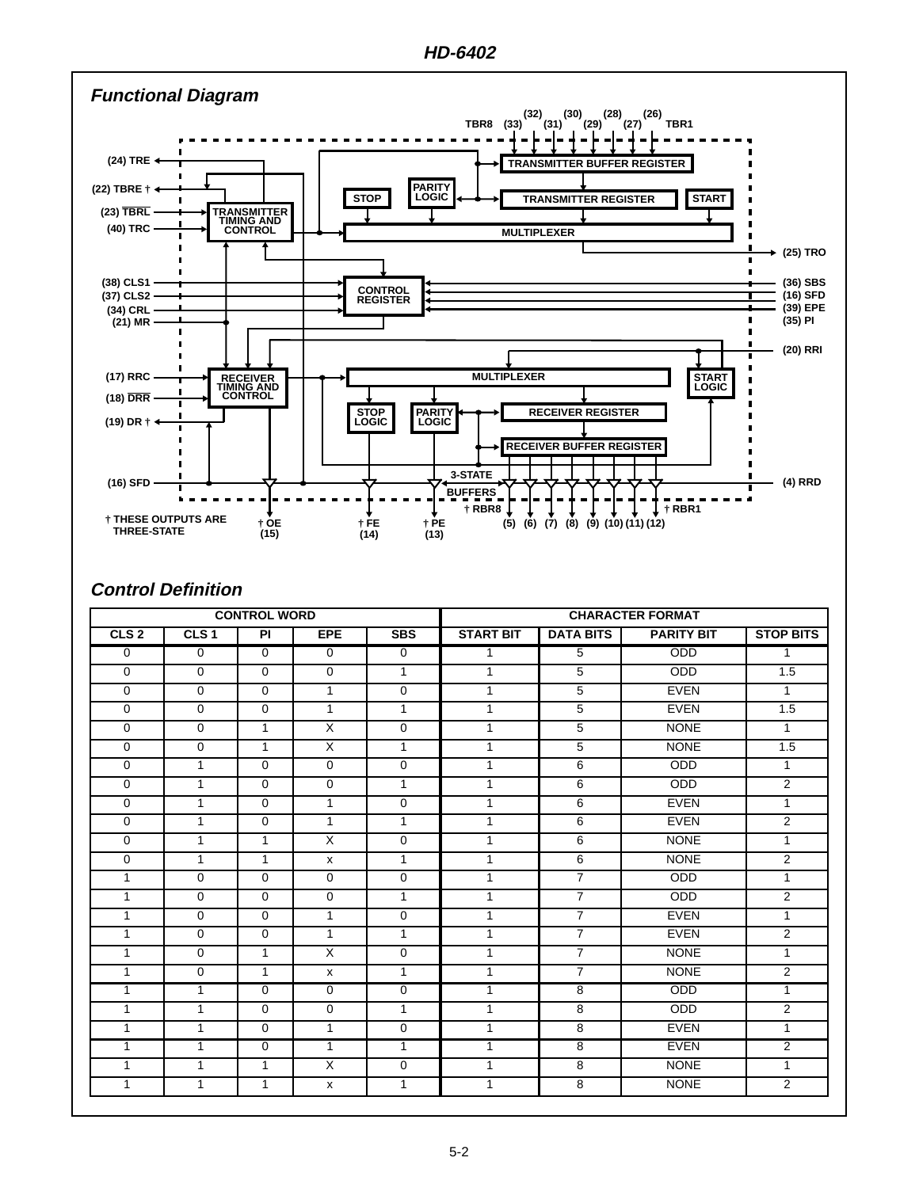## Functional Diagram

(24) TRE
(22) TBRE †
(23) $\overline{TBRL}$
(40) TRC
(38) CLS1
(37) CLS2
(34) CRL
(21) MR
(17) RRC
(18) $\overline{DRR}$
(19) DR †
(16) SFD

TBR8 (33) (32) (31) (30) (29) (28) (27) (26) TBR1

TRANSMITTER BUFFER REGISTER
PARITY LOGIC
STOP
TRANSMITTER REGISTER
START
TRANSMITTER TIMING AND CONTROL
MULTIPLEXER
(25) TRO
CONTROL REGISTER
(36) SBS
(16) SFD
(39) EPE
(35) PI
(20) RRI
RECEIVER TIMING AND CONTROL
MULTIPLEXER
START LOGIC
STOP LOGIC
PARITY LOGIC
RECEIVER REGISTER
RECEIVER BUFFER REGISTER
3-STATE BUFFERS
(4) RRD
† RBR8
† RBR1

† THESE OUTPUTS ARE THREE-STATE

† OE (15)
† FE (14)
† PE (13)
(5) (6) (7) (8) (9) (10) (11) (12)

## Control Definition

| CONTROL WORD | | | | | CHARACTER FORMAT | | | |
|---|---|---|---|---|---|---|---|---|
| CLS 2 | CLS 1 | PI | EPE | SBS | START BIT | DATA BITS | PARITY BIT | STOP BITS |
| 0 | 0 | 0 | 0 | 0 | 1 | 5 | ODD | 1 |
| 0 | 0 | 0 | 0 | 1 | 1 | 5 | ODD | 1.5 |
| 0 | 0 | 0 | 1 | 0 | 1 | 5 | EVEN | 1 |
| 0 | 0 | 0 | 1 | 1 | 1 | 5 | EVEN | 1.5 |
| 0 | 0 | 1 | X | 0 | 1 | 5 | NONE | 1 |
| 0 | 0 | 1 | X | 1 | 1 | 5 | NONE | 1.5 |
| 0 | 1 | 0 | 0 | 0 | 1 | 6 | ODD | 1 |
| 0 | 1 | 0 | 0 | 1 | 1 | 6 | ODD | 2 |
| 0 | 1 | 0 | 1 | 0 | 1 | 6 | EVEN | 1 |
| 0 | 1 | 0 | 1 | 1 | 1 | 6 | EVEN | 2 |
| 0 | 1 | 1 | X | 0 | 1 | 6 | NONE | 1 |
| 0 | 1 | 1 | x | 1 | 1 | 6 | NONE | 2 |
| 1 | 0 | 0 | 0 | 0 | 1 | 7 | ODD | 1 |
| 1 | 0 | 0 | 0 | 1 | 1 | 7 | ODD | 2 |
| 1 | 0 | 0 | 1 | 0 | 1 | 7 | EVEN | 1 |
| 1 | 0 | 0 | 1 | 1 | 1 | 7 | EVEN | 2 |
| 1 | 0 | 1 | X | 0 | 1 | 7 | NONE | 1 |
| 1 | 0 | 1 | x | 1 | 1 | 7 | NONE | 2 |
| 1 | 1 | 0 | 0 | 0 | 1 | 8 | ODD | 1 |
| 1 | 1 | 0 | 0 | 1 | 1 | 8 | ODD | 2 |
| 1 | 1 | 0 | 1 | 0 | 1 | 8 | EVEN | 1 |
| 1 | 1 | 0 | 1 | 1 | 1 | 8 | EVEN | 2 |
| 1 | 1 | 1 | X | 0 | 1 | 8 | NONE | 1 |
| 1 | 1 | 1 | x | 1 | 1 | 8 | NONE | 2 |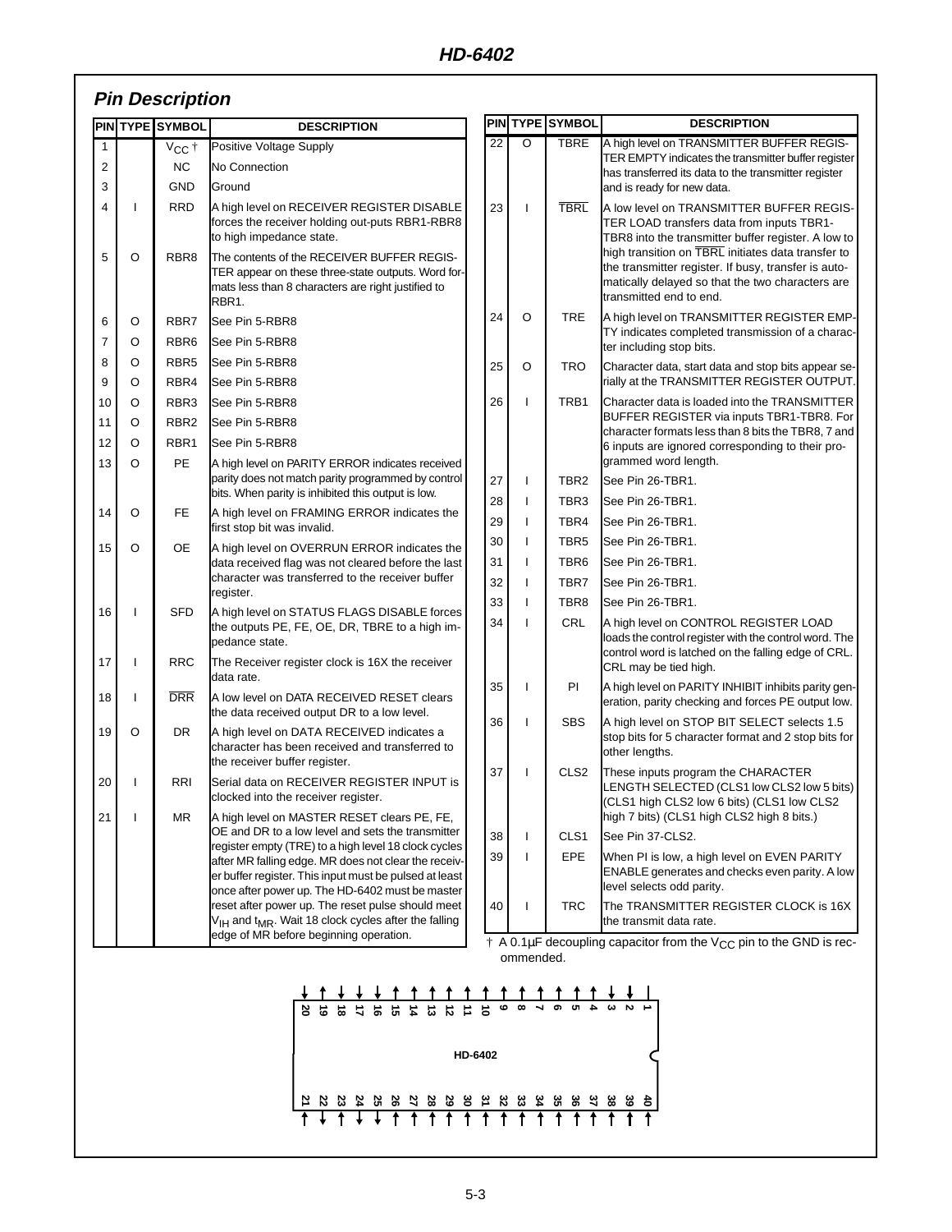## Pin Description

| PIN | TYPE | SYMBOL | DESCRIPTION |
|---|---|---|---|
| 1 | | $V_{CC}$ † | Positive Voltage Supply |
| 2 | | NC | No Connection |
| 3 | | GND | Ground |
| 4 | I | RRD | A high level on RECEIVER REGISTER DISABLE forces the receiver holding out-puts RBR1-RBR8 to high impedance state. |
| 5 | O | RBR8 | The contents of the RECEIVER BUFFER REGISTER appear on these three-state outputs. Word formats less than 8 characters are right justified to RBR1. |
| 6 | O | RBR7 | See Pin 5-RBR8 |
| 7 | O | RBR6 | See Pin 5-RBR8 |
| 8 | O | RBR5 | See Pin 5-RBR8 |
| 9 | O | RBR4 | See Pin 5-RBR8 |
| 10 | O | RBR3 | See Pin 5-RBR8 |
| 11 | O | RBR2 | See Pin 5-RBR8 |
| 12 | O | RBR1 | See Pin 5-RBR8 |
| 13 | O | PE | A high level on PARITY ERROR indicates received parity does not match parity programmed by control bits. When parity is inhibited this output is low. |
| 14 | O | FE | A high level on FRAMING ERROR indicates the first stop bit was invalid. |
| 15 | O | OE | A high level on OVERRUN ERROR indicates the data received flag was not cleared before the last character was transferred to the receiver buffer register. |
| 16 | I | SFD | A high level on STATUS FLAGS DISABLE forces the outputs PE, FE, OE, DR, TBRE to a high impedance state. |
| 17 | I | RRC | The Receiver register clock is 16X the receiver data rate. |
| 18 | I | $\overline{DRR}$ | A low level on DATA RECEIVED RESET clears the data received output DR to a low level. |
| 19 | O | DR | A high level on DATA RECEIVED indicates a character has been received and transferred to the receiver buffer register. |
| 20 | I | RRI | Serial data on RECEIVER REGISTER INPUT is clocked into the receiver register. |
| 21 | I | MR | A high level on MASTER RESET clears PE, FE, OE and DR to a low level and sets the transmitter register empty (TRE) to a high level 18 clock cycles after MR falling edge. MR does not clear the receiver buffer register. This input must be pulsed at least once after power up. The HD-6402 must be master reset after power up. The reset pulse should meet $V_{IH}$ and $t_{MR}$. Wait 18 clock cycles after the falling edge of MR before beginning operation. |
| 22 | O | TBRE | A high level on TRANSMITTER BUFFER REGISTER EMPTY indicates the transmitter buffer register has transferred its data to the transmitter register and is ready for new data. |
| 23 | I | $\overline{TBRL}$ | A low level on TRANSMITTER BUFFER REGISTER LOAD transfers data from inputs TBR1-TBR8 into the transmitter buffer register. A low to high transition on $\overline{TBRL}$ initiates data transfer to the transmitter register. If busy, transfer is automatically delayed so that the two characters are transmitted end to end. |
| 24 | O | TRE | A high level on TRANSMITTER REGISTER EMPTY indicates completed transmission of a character including stop bits. |
| 25 | O | TRO | Character data, start data and stop bits appear serially at the TRANSMITTER REGISTER OUTPUT. |
| 26 | I | TRB1 | Character data is loaded into the TRANSMITTER BUFFER REGISTER via inputs TBR1-TBR8. For character formats less than 8 bits the TBR8, 7 and 6 inputs are ignored corresponding to their programmed word length. |
| 27 | I | TBR2 | See Pin 26-TBR1. |
| 28 | I | TBR3 | See Pin 26-TBR1. |
| 29 | I | TBR4 | See Pin 26-TBR1. |
| 30 | I | TBR5 | See Pin 26-TBR1. |
| 31 | I | TBR6 | See Pin 26-TBR1. |
| 32 | I | TBR7 | See Pin 26-TBR1. |
| 33 | I | TBR8 | See Pin 26-TBR1. |
| 34 | I | CRL | A high level on CONTROL REGISTER LOAD loads the control register with the control word. The control word is latched on the falling edge of CRL. CRL may be tied high. |
| 35 | I | PI | A high level on PARITY INHIBIT inhibits parity generation, parity checking and forces PE output low. |
| 36 | I | SBS | A high level on STOP BIT SELECT selects 1.5 stop bits for 5 character format and 2 stop bits for other lengths. |
| 37 | I | CLS2 | These inputs program the CHARACTER LENGTH SELECTED (CLS1 low CLS2 low 5 bits) (CLS1 high CLS2 low 6 bits) (CLS1 low CLS2 high 7 bits) (CLS1 high CLS2 high 8 bits.) |
| 38 | I | CLS1 | See Pin 37-CLS2. |
| 39 | I | EPE | When PI is low, a high level on EVEN PARITY ENABLE generates and checks even parity. A low level selects odd parity. |
| 40 | I | TRC | The TRANSMITTER REGISTER CLOCK is 16X the transmit data rate. |

† A 0.1µF decoupling capacitor from the $V_{CC}$ pin to the GND is recommended.

HD-6402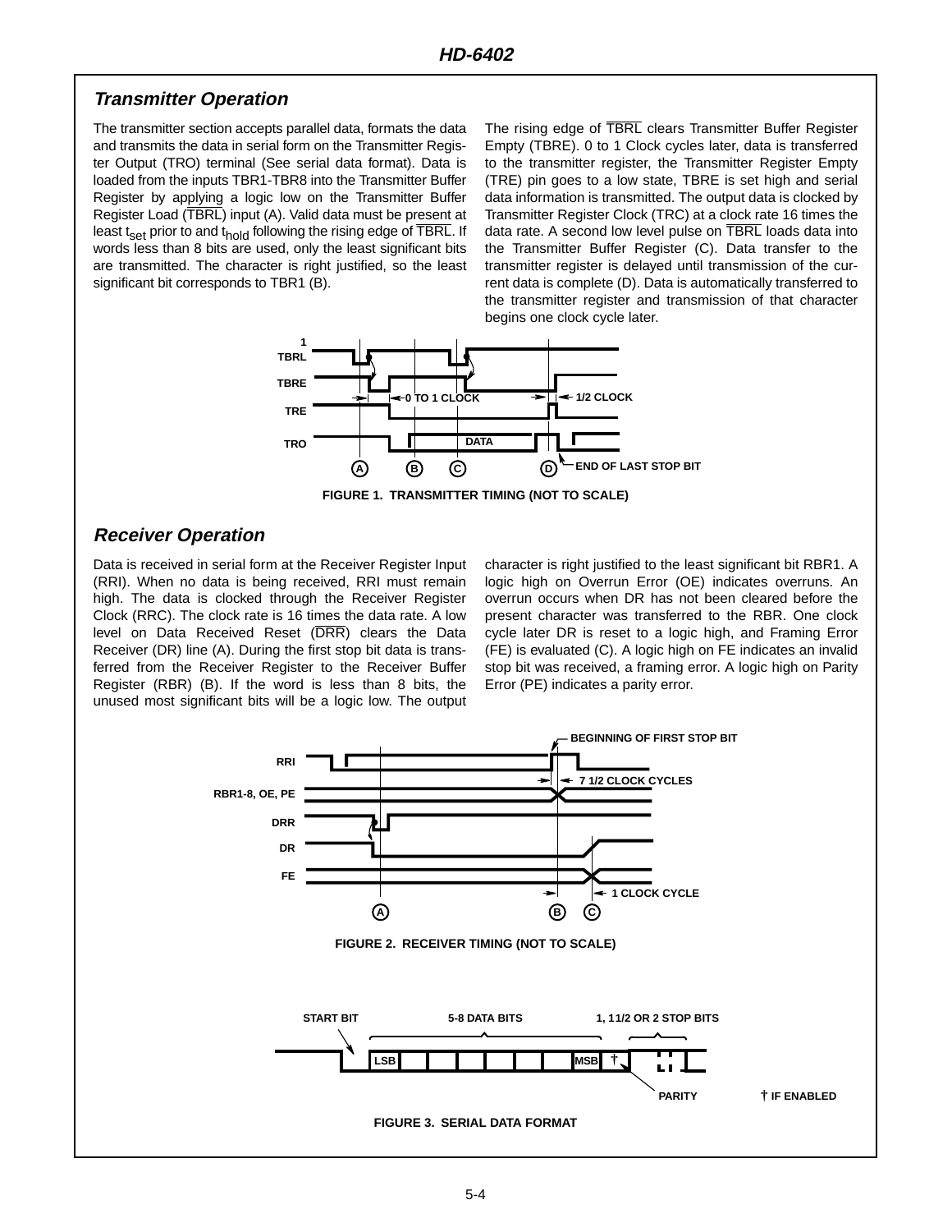## Transmitter Operation

The transmitter section accepts parallel data, formats the data and transmits the data in serial form on the Transmitter Register Output (TRO) terminal (See serial data format). Data is loaded from the inputs TBR1-TBR8 into the Transmitter Buffer Register by applying a logic low on the Transmitter Buffer Register Load ($\overline{TBRL}$) input (A). Valid data must be present at least $t_{set}$ prior to and $t_{hold}$ following the rising edge of $\overline{TBRL}$. If words less than 8 bits are used, only the least significant bits are transmitted. The character is right justified, so the least significant bit corresponds to TBR1 (B).

The rising edge of $\overline{TBRL}$ clears Transmitter Buffer Register Empty (TBRE). 0 to 1 Clock cycles later, data is transferred to the transmitter register, the Transmitter Register Empty (TRE) pin goes to a low state, TBRE is set high and serial data information is transmitted. The output data is clocked by Transmitter Register Clock (TRC) at a clock rate 16 times the data rate. A second low level pulse on $\overline{TBRL}$ loads data into the Transmitter Buffer Register (C). Data transfer to the transmitter register is delayed until transmission of the current data is complete (D). Data is automatically transferred to the transmitter register and transmission of that character begins one clock cycle later.

FIGURE 1. TRANSMITTER TIMING (NOT TO SCALE)

## Receiver Operation

Data is received in serial form at the Receiver Register Input (RRI). When no data is being received, RRI must remain high. The data is clocked through the Receiver Register Clock (RRC). The clock rate is 16 times the data rate. A low level on Data Received Reset ($\overline{DRR}$) clears the Data Receiver (DR) line (A). During the first stop bit data is transferred from the Receiver Register to the Receiver Buffer Register (RBR) (B). If the word is less than 8 bits, the unused most significant bits will be a logic low. The output character is right justified to the least significant bit RBR1. A logic high on Overrun Error (OE) indicates overruns. An overrun occurs when DR has not been cleared before the present character was transferred to the RBR. One clock cycle later DR is reset to a logic high, and Framing Error (FE) is evaluated (C). A logic high on FE indicates an invalid stop bit was received, a framing error. A logic high on Parity Error (PE) indicates a parity error.

FIGURE 2. RECEIVER TIMING (NOT TO SCALE)

FIGURE 3. SERIAL DATA FORMAT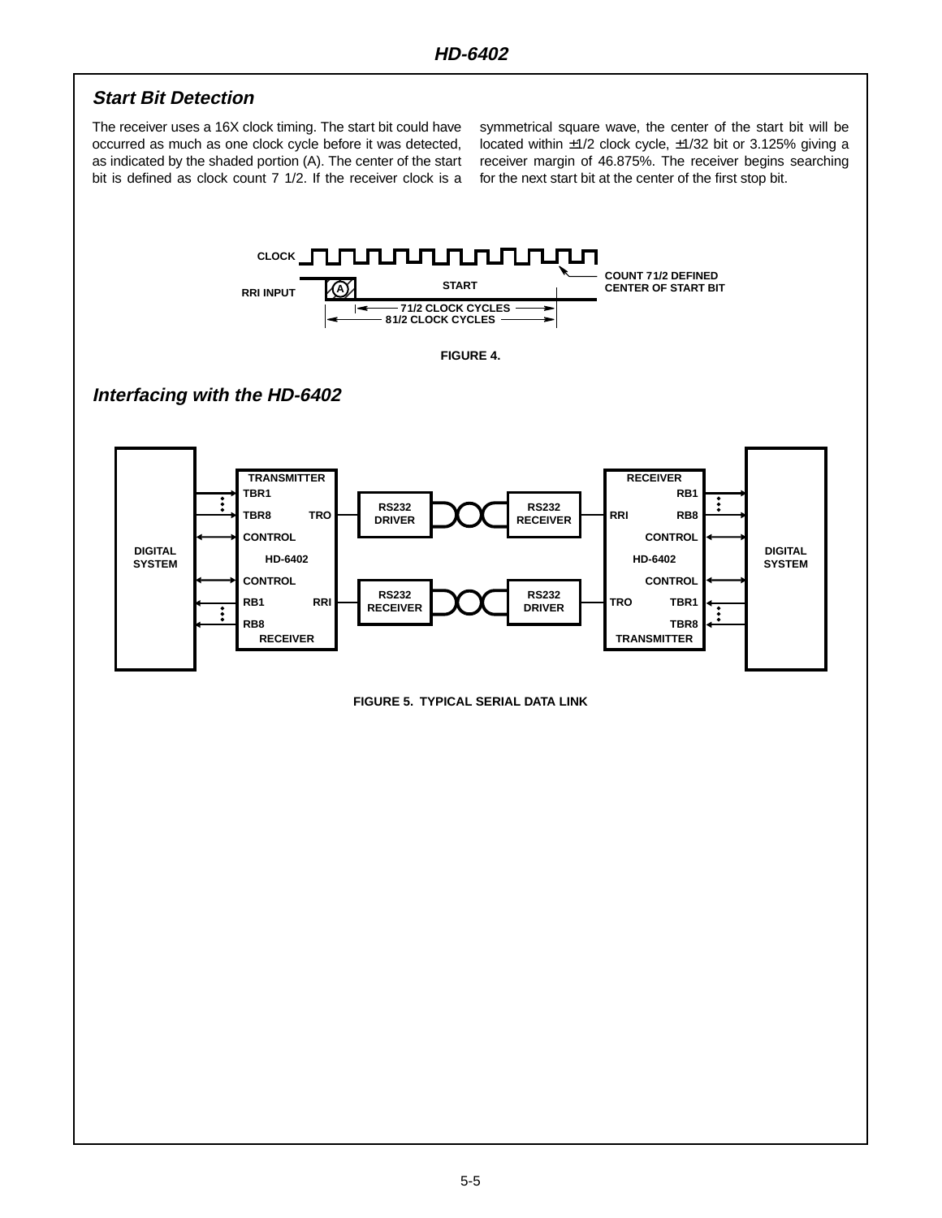## *Start Bit Detection*

The receiver uses a 16X clock timing. The start bit could have occurred as much as one clock cycle before it was detected, as indicated by the shaded portion (A). The center of the start bit is defined as clock count 7 1/2. If the receiver clock is a symmetrical square wave, the center of the start bit will be located within ±1/2 clock cycle, ±1/32 bit or 3.125% giving a receiver margin of 46.875%. The receiver begins searching for the next start bit at the center of the first stop bit.

FIGURE 4.

## *Interfacing with the HD-6402*

FIGURE 5. TYPICAL SERIAL DATA LINK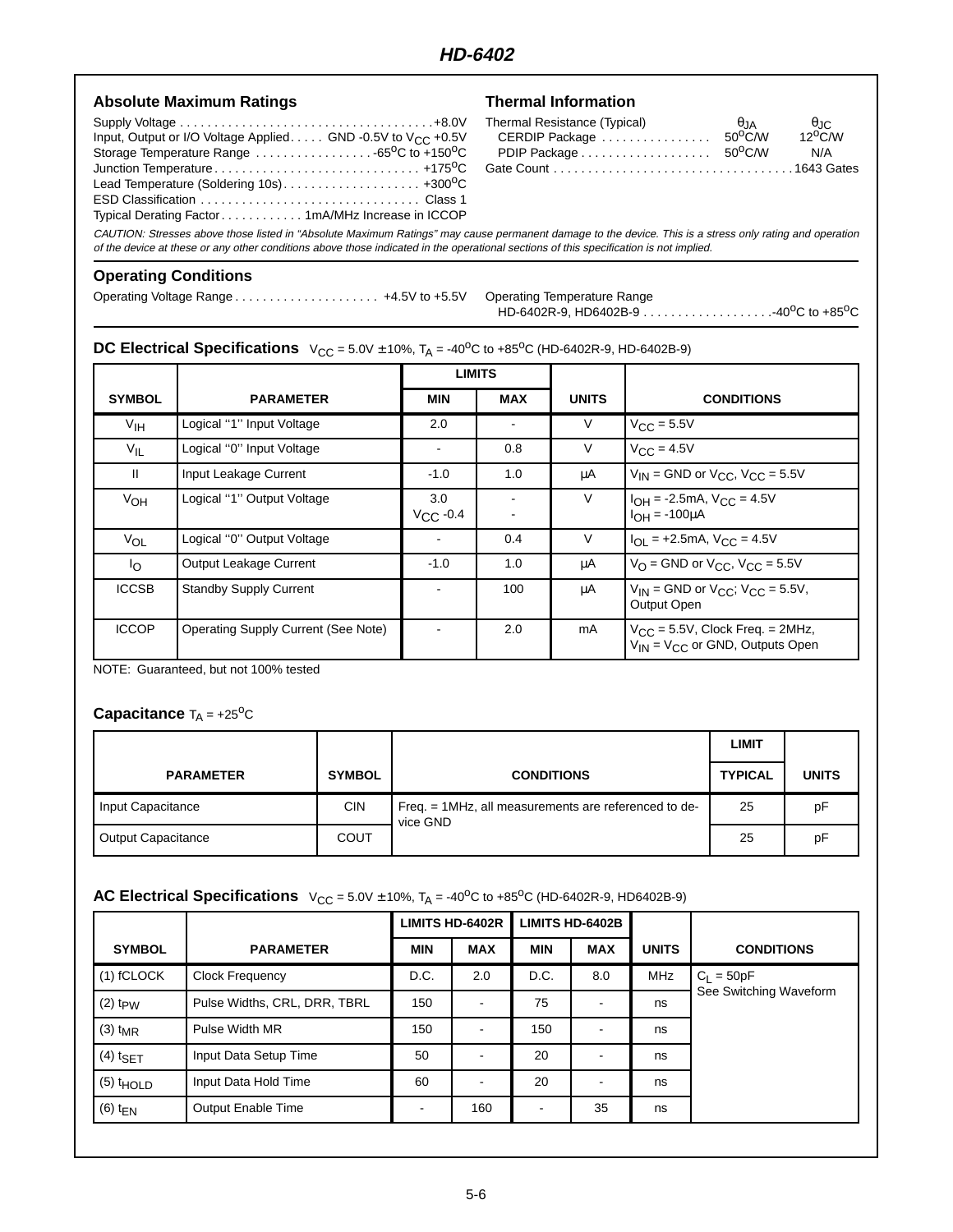## Absolute Maximum Ratings

Supply Voltage . . . . . . . . . . . . . . . . . . . . . . . . . . . . . . . . . . . . . +8.0V
Input, Output or I/O Voltage Applied. . . . . GND -0.5V to $V_{CC}$ +0.5V
Storage Temperature Range . . . . . . . . . . . . . . . . . -65$^{o}$C to +150$^{o}$C
Junction Temperature . . . . . . . . . . . . . . . . . . . . . . . . . . . . . . +175$^{o}$C
Lead Temperature (Soldering 10s) . . . . . . . . . . . . . . . . . . . . +300$^{o}$C
ESD Classification . . . . . . . . . . . . . . . . . . . . . . . . . . . . . . . . Class 1
Typical Derating Factor . . . . . . . . . . . . 1mA/MHz Increase in ICCOP

## Thermal Information

| Thermal Resistance (Typical) | $\theta_{JA}$ | $\theta_{JC}$ |
|---|---|---|
| CERDIP Package | 50$^{o}$C/W | 12$^{o}$C/W |
| PDIP Package | 50$^{o}$C/W | N/A |

Gate Count . . . . . . . . . . . . . . . . . . . . . . . . . . . . . . . . . . . 1643 Gates

*CAUTION: Stresses above those listed in "Absolute Maximum Ratings" may cause permanent damage to the device. This is a stress only rating and operation of the device at these or any other conditions above those indicated in the operational sections of this specification is not implied.*

## Operating Conditions

Operating Voltage Range . . . . . . . . . . . . . . . . . . . . . +4.5V to +5.5V

Operating Temperature Range
HD-6402R-9, HD6402B-9 . . . . . . . . . . . . . . . . . . . -40$^{o}$C to +85$^{o}$C

## DC Electrical Specifications $V_{CC}$ = 5.0V ±10%, $T_A$ = -40$^{o}$C to +85$^{o}$C (HD-6402R-9, HD-6402B-9)

| | | LIMITS | | | |
|---|---|---|---|---|---|
| SYMBOL | PARAMETER | MIN | MAX | UNITS | CONDITIONS |
| $V_{IH}$ | Logical "1" Input Voltage | 2.0 | - | V | $V_{CC}$ = 5.5V |
| $V_{IL}$ | Logical "0" Input Voltage | - | 0.8 | V | $V_{CC}$ = 4.5V |
| II | Input Leakage Current | -1.0 | 1.0 | μA | $V_{IN}$ = GND or $V_{CC}$, $V_{CC}$ = 5.5V |
| $V_{OH}$ | Logical "1" Output Voltage | 3.0<br>$V_{CC}$ -0.4 | -<br>- | V | $I_{OH}$ = -2.5mA, $V_{CC}$ = 4.5V<br>$I_{OH}$ = -100μA |
| $V_{OL}$ | Logical "0" Output Voltage | - | 0.4 | V | $I_{OL}$ = +2.5mA, $V_{CC}$ = 4.5V |
| $I_O$ | Output Leakage Current | -1.0 | 1.0 | μA | $V_O$ = GND or $V_{CC}$, $V_{CC}$ = 5.5V |
| ICCSB | Standby Supply Current | - | 100 | μA | $V_{IN}$ = GND or $V_{CC}$; $V_{CC}$ = 5.5V, Output Open |
| ICCOP | Operating Supply Current (See Note) | - | 2.0 | mA | $V_{CC}$ = 5.5V, Clock Freq. = 2MHz, $V_{IN}$ = $V_{CC}$ or GND, Outputs Open |

NOTE: Guaranteed, but not 100% tested

## Capacitance $T_A$ = +25$^{o}$C

| | | | LIMIT | |
|---|---|---|---|---|
| PARAMETER | SYMBOL | CONDITIONS | TYPICAL | UNITS |
| Input Capacitance | CIN | Freq. = 1MHz, all measurements are referenced to device GND | 25 | pF |
| Output Capacitance | COUT | | 25 | pF |

## AC Electrical Specifications $V_{CC}$ = 5.0V ±10%, $T_A$ = -40$^{o}$C to +85$^{o}$C (HD-6402R-9, HD6402B-9)

| | | LIMITS HD-6402R | | LIMITS HD-6402B | | | |
|---|---|---|---|---|---|---|---|
| SYMBOL | PARAMETER | MIN | MAX | MIN | MAX | UNITS | CONDITIONS |
| (1) fCLOCK | Clock Frequency | D.C. | 2.0 | D.C. | 8.0 | MHz | $C_L$ = 50pF<br>See Switching Waveform |
| (2) $t_{PW}$ | Pulse Widths, CRL, DRR, TBRL | 150 | - | 75 | - | ns | |
| (3) $t_{MR}$ | Pulse Width MR | 150 | - | 150 | - | ns | |
| (4) $t_{SET}$ | Input Data Setup Time | 50 | - | 20 | - | ns | |
| (5) $t_{HOLD}$ | Input Data Hold Time | 60 | - | 20 | - | ns | |
| (6) $t_{EN}$ | Output Enable Time | - | 160 | - | 35 | ns | |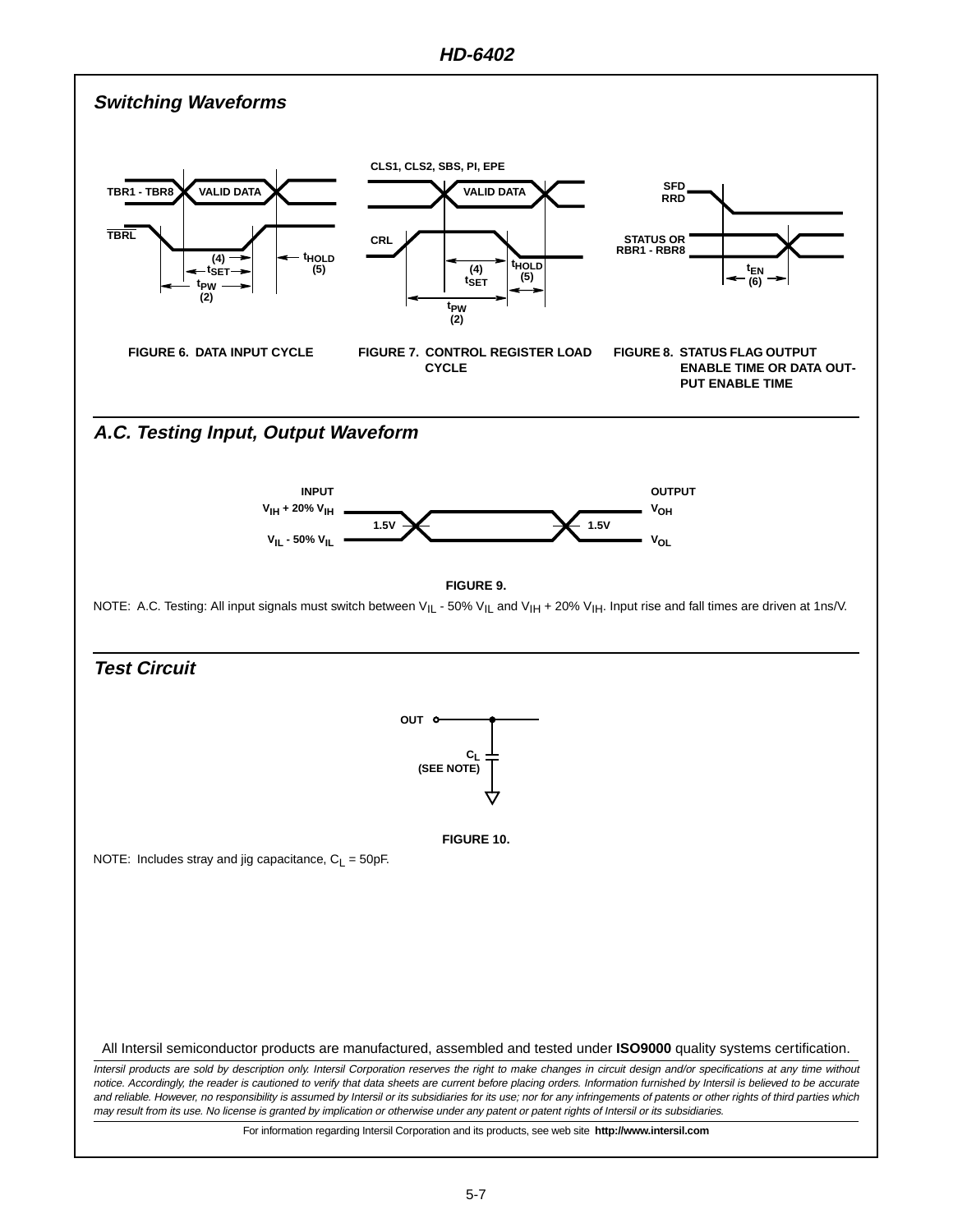## Switching Waveforms

TBR1 - TBR8
VALID DATA
TBRL
(4)
$t_{SET}$
$t_{HOLD}$
(5)
$t_{PW}$
(2)

FIGURE 6. DATA INPUT CYCLE

CLS1, CLS2, SBS, PI, EPE
VALID DATA
CRL
(4)
$t_{SET}$
$t_{HOLD}$
(5)
$t_{PW}$
(2)

FIGURE 7. CONTROL REGISTER LOAD CYCLE

SFD
RRD
STATUS OR
RBR1 - RBR8
$t_{EN}$
(6)

FIGURE 8. STATUS FLAG OUTPUT ENABLE TIME OR DATA OUTPUT ENABLE TIME

## A.C. Testing Input, Output Waveform

INPUT
$V_{IH}$ + 20% $V_{IH}$
$V_{IL}$ - 50% $V_{IL}$
1.5V
1.5V
OUTPUT
$V_{OH}$
$V_{OL}$

FIGURE 9.

NOTE: A.C. Testing: All input signals must switch between $V_{IL}$ - 50% $V_{IL}$ and $V_{IH}$ + 20% $V_{IH}$. Input rise and fall times are driven at 1ns/V.

## Test Circuit

OUT
$C_L$
(SEE NOTE)

FIGURE 10.

NOTE: Includes stray and jig capacitance, $C_L$ = 50pF.

All Intersil semiconductor products are manufactured, assembled and tested under **ISO9000** quality systems certification.

*Intersil products are sold by description only. Intersil Corporation reserves the right to make changes in circuit design and/or specifications at any time without notice. Accordingly, the reader is cautioned to verify that data sheets are current before placing orders. Information furnished by Intersil is believed to be accurate and reliable. However, no responsibility is assumed by Intersil or its subsidiaries for its use; nor for any infringements of patents or other rights of third parties which may result from its use. No license is granted by implication or otherwise under any patent or patent rights of Intersil or its subsidiaries.*

For information regarding Intersil Corporation and its products, see web site **http://www.intersil.com**